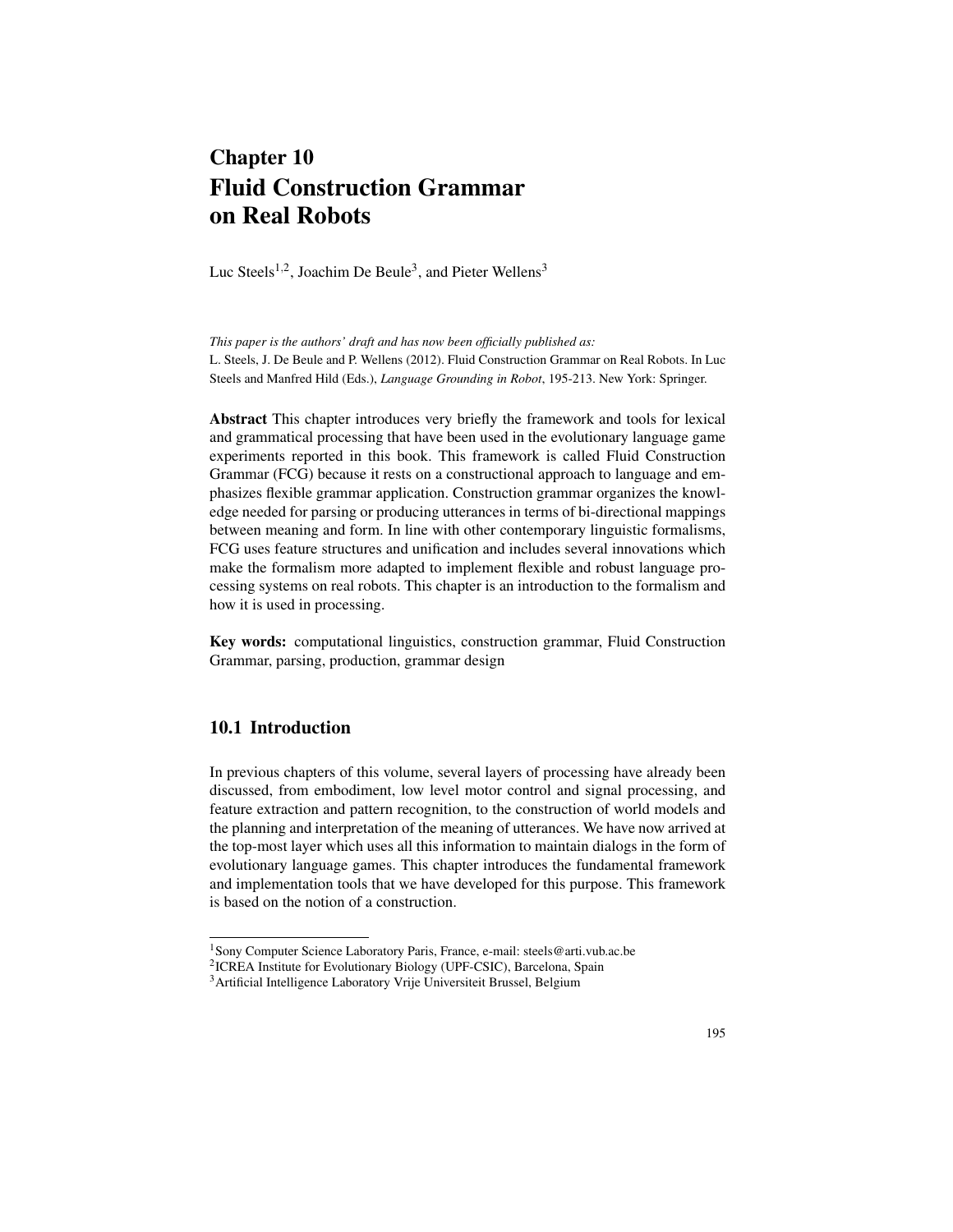# Chapter 10
# Fluid Construction Grammar on Real Robots

Luc Steels[1,2], Joachim De Beule[3], and Pieter Wellens[3]

*This paper is the authors' draft and has now been officially published as:*
L. Steels, J. De Beule and P. Wellens (2012). Fluid Construction Grammar on Real Robots. In Luc Steels and Manfred Hild (Eds.), *Language Grounding in Robot*, 195-213. New York: Springer.

**Abstract** This chapter introduces very briefly the framework and tools for lexical and grammatical processing that have been used in the evolutionary language game experiments reported in this book. This framework is called Fluid Construction Grammar (FCG) because it rests on a constructional approach to language and emphasizes flexible grammar application. Construction grammar organizes the knowledge needed for parsing or producing utterances in terms of bi-directional mappings between meaning and form. In line with other contemporary linguistic formalisms, FCG uses feature structures and unification and includes several innovations which make the formalism more adapted to implement flexible and robust language processing systems on real robots. This chapter is an introduction to the formalism and how it is used in processing.

**Key words:** computational linguistics, construction grammar, Fluid Construction Grammar, parsing, production, grammar design

## 10.1 Introduction

In previous chapters of this volume, several layers of processing have already been discussed, from embodiment, low level motor control and signal processing, and feature extraction and pattern recognition, to the construction of world models and the planning and interpretation of the meaning of utterances. We have now arrived at the top-most layer which uses all this information to maintain dialogs in the form of evolutionary language games. This chapter introduces the fundamental framework and implementation tools that we have developed for this purpose. This framework is based on the notion of a construction.

[1] Sony Computer Science Laboratory Paris, France, e-mail: steels@arti.vub.ac.be
[2] ICREA Institute for Evolutionary Biology (UPF-CSIC), Barcelona, Spain
[3] Artificial Intelligence Laboratory Vrije Universiteit Brussel, Belgium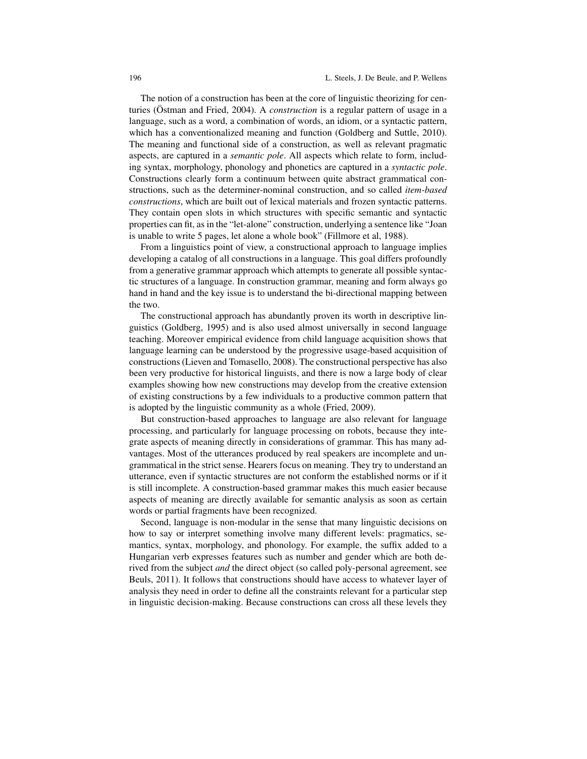The notion of a construction has been at the core of linguistic theorizing for centuries (Östman and Fried, 2004). A *construction* is a regular pattern of usage in a language, such as a word, a combination of words, an idiom, or a syntactic pattern, which has a conventionalized meaning and function (Goldberg and Suttle, 2010). The meaning and functional side of a construction, as well as relevant pragmatic aspects, are captured in a *semantic pole*. All aspects which relate to form, including syntax, morphology, phonology and phonetics are captured in a *syntactic pole*. Constructions clearly form a continuum between quite abstract grammatical constructions, such as the determiner-nominal construction, and so called *item-based constructions*, which are built out of lexical materials and frozen syntactic patterns. They contain open slots in which structures with specific semantic and syntactic properties can fit, as in the "let-alone" construction, underlying a sentence like "Joan is unable to write 5 pages, let alone a whole book" (Fillmore et al, 1988).

From a linguistics point of view, a constructional approach to language implies developing a catalog of all constructions in a language. This goal differs profoundly from a generative grammar approach which attempts to generate all possible syntactic structures of a language. In construction grammar, meaning and form always go hand in hand and the key issue is to understand the bi-directional mapping between the two.

The constructional approach has abundantly proven its worth in descriptive linguistics (Goldberg, 1995) and is also used almost universally in second language teaching. Moreover empirical evidence from child language acquisition shows that language learning can be understood by the progressive usage-based acquisition of constructions (Lieven and Tomasello, 2008). The constructional perspective has also been very productive for historical linguists, and there is now a large body of clear examples showing how new constructions may develop from the creative extension of existing constructions by a few individuals to a productive common pattern that is adopted by the linguistic community as a whole (Fried, 2009).

But construction-based approaches to language are also relevant for language processing, and particularly for language processing on robots, because they integrate aspects of meaning directly in considerations of grammar. This has many advantages. Most of the utterances produced by real speakers are incomplete and ungrammatical in the strict sense. Hearers focus on meaning. They try to understand an utterance, even if syntactic structures are not conform the established norms or if it is still incomplete. A construction-based grammar makes this much easier because aspects of meaning are directly available for semantic analysis as soon as certain words or partial fragments have been recognized.

Second, language is non-modular in the sense that many linguistic decisions on how to say or interpret something involve many different levels: pragmatics, semantics, syntax, morphology, and phonology. For example, the suffix added to a Hungarian verb expresses features such as number and gender which are both derived from the subject *and* the direct object (so called poly-personal agreement, see Beuls, 2011). It follows that constructions should have access to whatever layer of analysis they need in order to define all the constraints relevant for a particular step in linguistic decision-making. Because constructions can cross all these levels they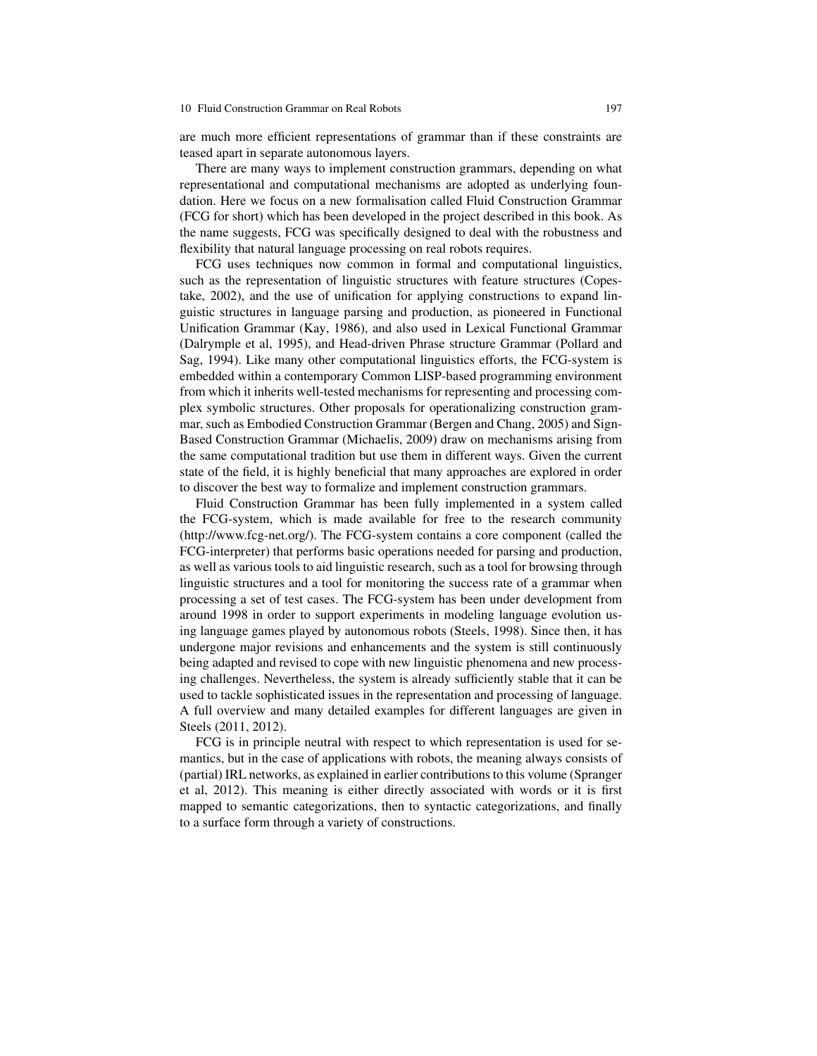are much more efficient representations of grammar than if these constraints are teased apart in separate autonomous layers.

There are many ways to implement construction grammars, depending on what representational and computational mechanisms are adopted as underlying foundation. Here we focus on a new formalisation called Fluid Construction Grammar (FCG for short) which has been developed in the project described in this book. As the name suggests, FCG was specifically designed to deal with the robustness and flexibility that natural language processing on real robots requires.

FCG uses techniques now common in formal and computational linguistics, such as the representation of linguistic structures with feature structures (Copestake, 2002), and the use of unification for applying constructions to expand linguistic structures in language parsing and production, as pioneered in Functional Unification Grammar (Kay, 1986), and also used in Lexical Functional Grammar (Dalrymple et al, 1995), and Head-driven Phrase structure Grammar (Pollard and Sag, 1994). Like many other computational linguistics efforts, the FCG-system is embedded within a contemporary Common LISP-based programming environment from which it inherits well-tested mechanisms for representing and processing complex symbolic structures. Other proposals for operationalizing construction grammar, such as Embodied Construction Grammar (Bergen and Chang, 2005) and Sign-Based Construction Grammar (Michaelis, 2009) draw on mechanisms arising from the same computational tradition but use them in different ways. Given the current state of the field, it is highly beneficial that many approaches are explored in order to discover the best way to formalize and implement construction grammars.

Fluid Construction Grammar has been fully implemented in a system called the FCG-system, which is made available for free to the research community (http://www.fcg-net.org/). The FCG-system contains a core component (called the FCG-interpreter) that performs basic operations needed for parsing and production, as well as various tools to aid linguistic research, such as a tool for browsing through linguistic structures and a tool for monitoring the success rate of a grammar when processing a set of test cases. The FCG-system has been under development from around 1998 in order to support experiments in modeling language evolution using language games played by autonomous robots (Steels, 1998). Since then, it has undergone major revisions and enhancements and the system is still continuously being adapted and revised to cope with new linguistic phenomena and new processing challenges. Nevertheless, the system is already sufficiently stable that it can be used to tackle sophisticated issues in the representation and processing of language. A full overview and many detailed examples for different languages are given in Steels (2011, 2012).

FCG is in principle neutral with respect to which representation is used for semantics, but in the case of applications with robots, the meaning always consists of (partial) IRL networks, as explained in earlier contributions to this volume (Spranger et al, 2012). This meaning is either directly associated with words or it is first mapped to semantic categorizations, then to syntactic categorizations, and finally to a surface form through a variety of constructions.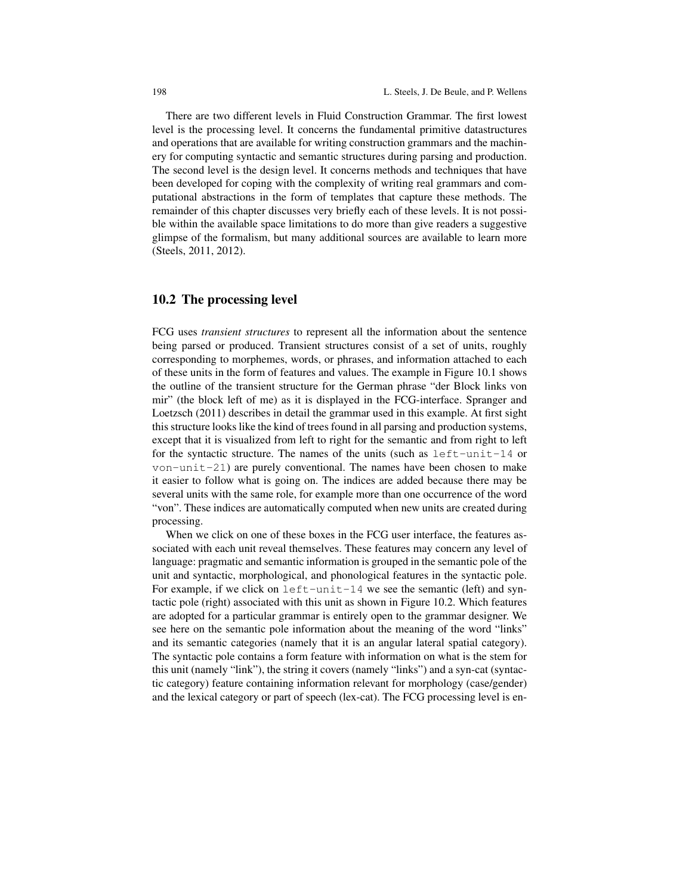There are two different levels in Fluid Construction Grammar. The first lowest level is the processing level. It concerns the fundamental primitive datastructures and operations that are available for writing construction grammars and the machinery for computing syntactic and semantic structures during parsing and production. The second level is the design level. It concerns methods and techniques that have been developed for coping with the complexity of writing real grammars and computational abstractions in the form of templates that capture these methods. The remainder of this chapter discusses very briefly each of these levels. It is not possible within the available space limitations to do more than give readers a suggestive glimpse of the formalism, but many additional sources are available to learn more (Steels, 2011, 2012).

## 10.2 The processing level

FCG uses *transient structures* to represent all the information about the sentence being parsed or produced. Transient structures consist of a set of units, roughly corresponding to morphemes, words, or phrases, and information attached to each of these units in the form of features and values. The example in Figure 10.1 shows the outline of the transient structure for the German phrase "der Block links von mir" (the block left of me) as it is displayed in the FCG-interface. Spranger and Loetzsch (2011) describes in detail the grammar used in this example. At first sight this structure looks like the kind of trees found in all parsing and production systems, except that it is visualized from left to right for the semantic and from right to left for the syntactic structure. The names of the units (such as `left-unit-14` or `von-unit-21`) are purely conventional. The names have been chosen to make it easier to follow what is going on. The indices are added because there may be several units with the same role, for example more than one occurrence of the word "von". These indices are automatically computed when new units are created during processing.

When we click on one of these boxes in the FCG user interface, the features associated with each unit reveal themselves. These features may concern any level of language: pragmatic and semantic information is grouped in the semantic pole of the unit and syntactic, morphological, and phonological features in the syntactic pole. For example, if we click on `left-unit-14` we see the semantic (left) and syntactic pole (right) associated with this unit as shown in Figure 10.2. Which features are adopted for a particular grammar is entirely open to the grammar designer. We see here on the semantic pole information about the meaning of the word "links" and its semantic categories (namely that it is an angular lateral spatial category). The syntactic pole contains a form feature with information on what is the stem for this unit (namely "link"), the string it covers (namely "links") and a syn-cat (syntactic category) feature containing information relevant for morphology (case/gender) and the lexical category or part of speech (lex-cat). The FCG processing level is en-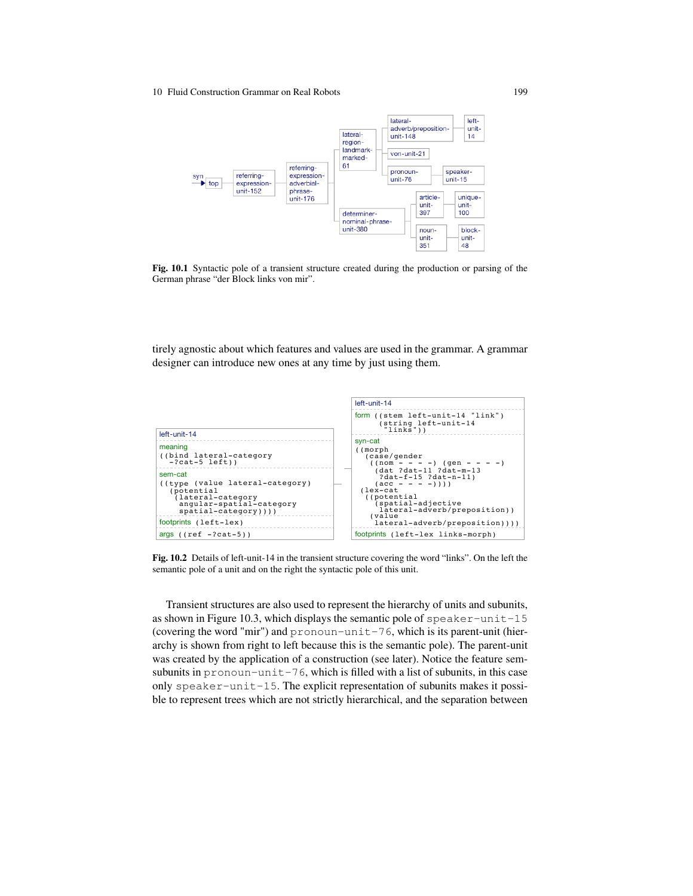Fig. 10.1 Syntactic pole of a transient structure created during the production or parsing of the German phrase "der Block links von mir".

tirely agnostic about which features and values are used in the grammar. A grammar designer can introduce new ones at any time by just using them.

```
left-unit-14
meaning
((bind lateral-category
  ?cat-5 left))
sem-cat
((type (value lateral-category)
  (potential
   (lateral-category
    angular-spatial-category
    spatial-category))))
footprints (left-lex)
args ((ref ?cat-5))
```

```
left-unit-14
form ((stem left-unit-14 "link")
      (string left-unit-14
       "links"))
syn-cat
((morph
  (case/gender
   ((nom - - - -) (gen - - - -)
    (dat ?dat-11 ?dat-m-13
     ?dat-f-15 ?dat-n-11)
    (acc - - - -))))
 (lex-cat
  ((potential
    (spatial-adjective
     lateral-adverb/preposition))
   (value
    lateral-adverb/preposition))))
footprints (left-lex links-morph)
```

Fig. 10.2 Details of left-unit-14 in the transient structure covering the word "links". On the left the semantic pole of a unit and on the right the syntactic pole of this unit.

Transient structures are also used to represent the hierarchy of units and subunits, as shown in Figure 10.3, which displays the semantic pole of `speaker-unit-15` (covering the word "mir") and `pronoun-unit-76`, which is its parent-unit (hierarchy is shown from right to left because this is the semantic pole). The parent-unit was created by the application of a construction (see later). Notice the feature sem-subunits in `pronoun-unit-76`, which is filled with a list of subunits, in this case only `speaker-unit-15`. The explicit representation of subunits makes it possible to represent trees which are not strictly hierarchical, and the separation between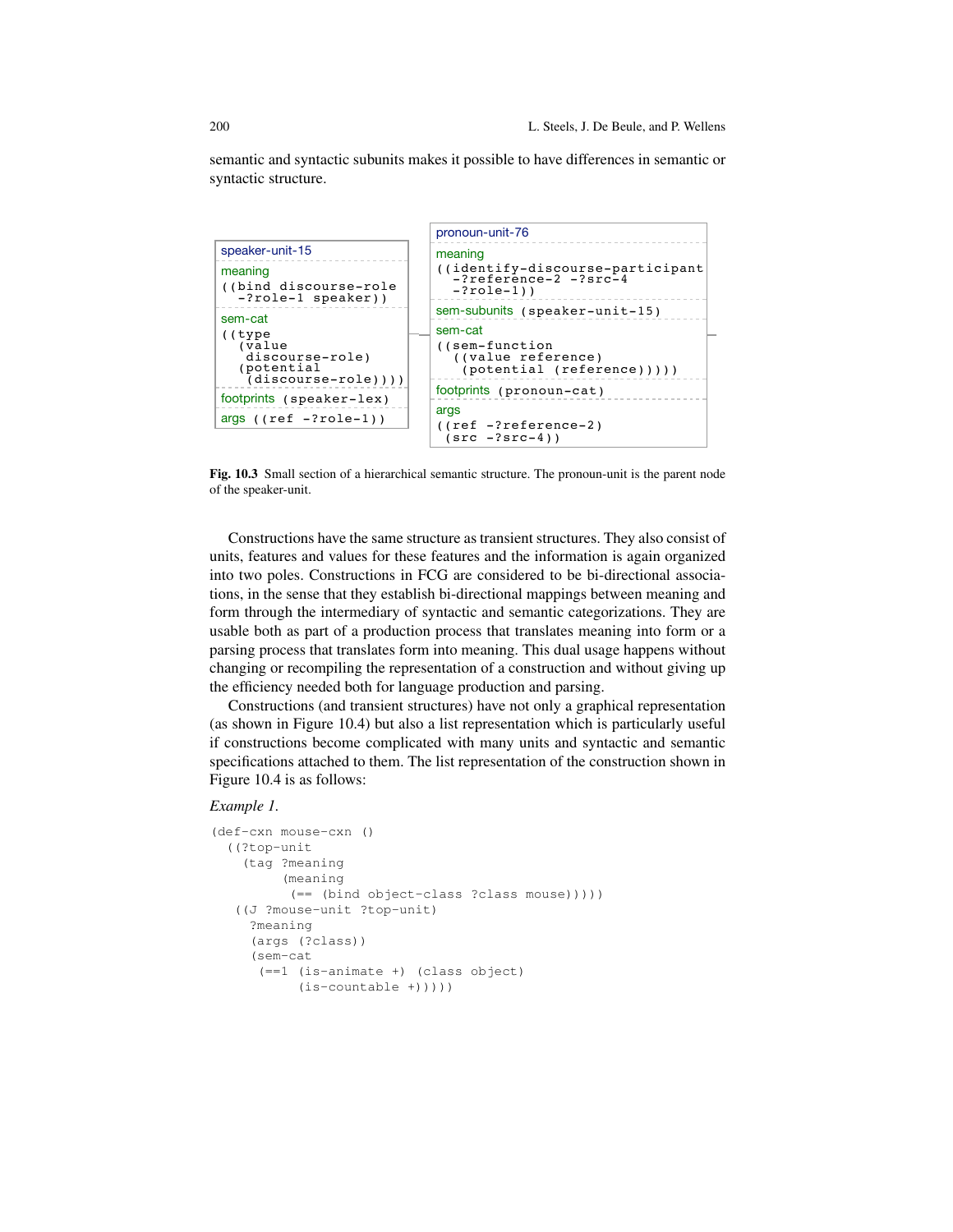semantic and syntactic subunits makes it possible to have differences in semantic or syntactic structure.

```
speaker-unit-15
------------------------------
meaning
((bind discourse-role
  -?role-1 speaker))
------------------------------
sem-cat
((type
  (value
   discourse-role)
  (potential
   (discourse-role))))
------------------------------
footprints (speaker-lex)
------------------------------
args ((ref -?role-1))
```

```
pronoun-unit-76
------------------------------
meaning
((identify-discourse-participant
  -?reference-2 -?src-4
  -?role-1))
------------------------------
sem-subunits (speaker-unit-15)
------------------------------
sem-cat
((sem-function
  ((value reference)
   (potential (reference)))))
------------------------------
footprints (pronoun-cat)
------------------------------
args
((ref -?reference-2)
 (src -?src-4))
```

**Fig. 10.3** Small section of a hierarchical semantic structure. The pronoun-unit is the parent node of the speaker-unit.

Constructions have the same structure as transient structures. They also consist of units, features and values for these features and the information is again organized into two poles. Constructions in FCG are considered to be bi-directional associations, in the sense that they establish bi-directional mappings between meaning and form through the intermediary of syntactic and semantic categorizations. They are usable both as part of a production process that translates meaning into form or a parsing process that translates form into meaning. This dual usage happens without changing or recompiling the representation of a construction and without giving up the efficiency needed both for language production and parsing.

Constructions (and transient structures) have not only a graphical representation (as shown in Figure 10.4) but also a list representation which is particularly useful if constructions become complicated with many units and syntactic and semantic specifications attached to them. The list representation of the construction shown in Figure 10.4 is as follows:

*Example 1.*

```
(def-cxn mouse-cxn ()
  ((?top-unit
    (tag ?meaning
         (meaning
          (== (bind object-class ?class mouse)))))
   ((J ?mouse-unit ?top-unit)
     ?meaning
     (args (?class))
     (sem-cat
      (==1 (is-animate +) (class object)
           (is-countable +)))))
```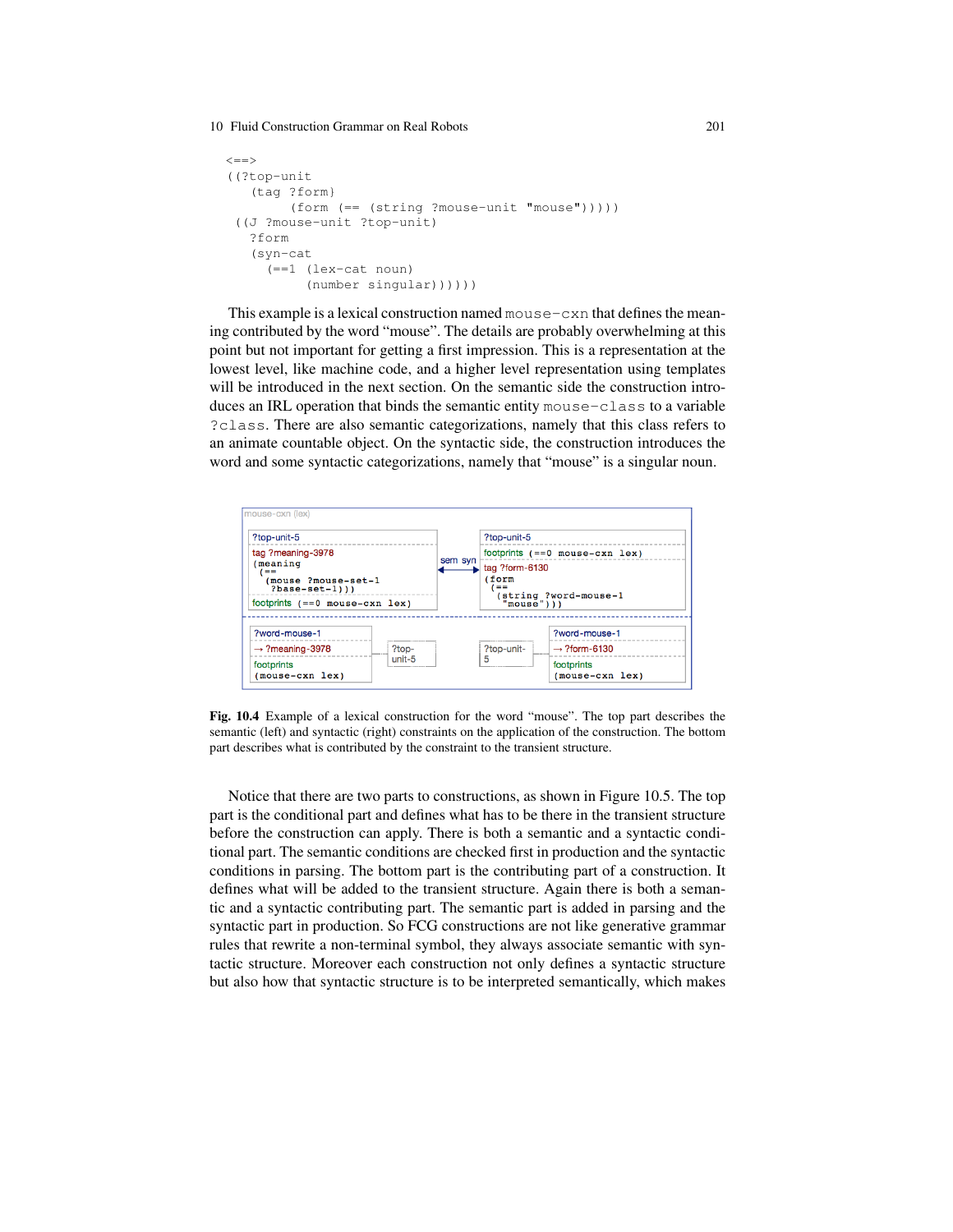```
<==>
((?top-unit
   (tag ?form)
        (form (== (string ?mouse-unit "mouse")))))
 ((J ?mouse-unit ?top-unit)
   ?form
   (syn-cat
     (==1 (lex-cat noun)
          (number singular))))))
```

This example is a lexical construction named `mouse-cxn` that defines the meaning contributed by the word "mouse". The details are probably overwhelming at this point but not important for getting a first impression. This is a representation at the lowest level, like machine code, and a higher level representation using templates will be introduced in the next section. On the semantic side the construction introduces an IRL operation that binds the semantic entity `mouse-class` to a variable `?class`. There are also semantic categorizations, namely that this class refers to an animate countable object. On the syntactic side, the construction introduces the word and some syntactic categorizations, namely that "mouse" is a singular noun.

```
mouse-cxn (lex)

?top-unit-5                                   ?top-unit-5
tag ?meaning-3978                  sem syn    footprints (==0 mouse-cxn lex)
(meaning                          <------->   tag ?form-6130
 (==                                          (form
  (mouse ?mouse-set-1                          (==
   ?base-set-1)))                               (string ?word-mouse-1
footprints (==0 mouse-cxn lex)                   "mouse")))
------------------------------------------------------------------------------
?word-mouse-1                                 ?word-mouse-1
→ ?meaning-3978          ?top-    ?top-unit-  → ?form-6130
footprints               unit-5   5           footprints
(mouse-cxn lex)                               (mouse-cxn lex)
```

**Fig. 10.4** Example of a lexical construction for the word "mouse". The top part describes the semantic (left) and syntactic (right) constraints on the application of the construction. The bottom part describes what is contributed by the constraint to the transient structure.

Notice that there are two parts to constructions, as shown in Figure 10.5. The top part is the conditional part and defines what has to be there in the transient structure before the construction can apply. There is both a semantic and a syntactic conditional part. The semantic conditions are checked first in production and the syntactic conditions in parsing. The bottom part is the contributing part of a construction. It defines what will be added to the transient structure. Again there is both a semantic and a syntactic contributing part. The semantic part is added in parsing and the syntactic part in production. So FCG constructions are not like generative grammar rules that rewrite a non-terminal symbol, they always associate semantic with syntactic structure. Moreover each construction not only defines a syntactic structure but also how that syntactic structure is to be interpreted semantically, which makes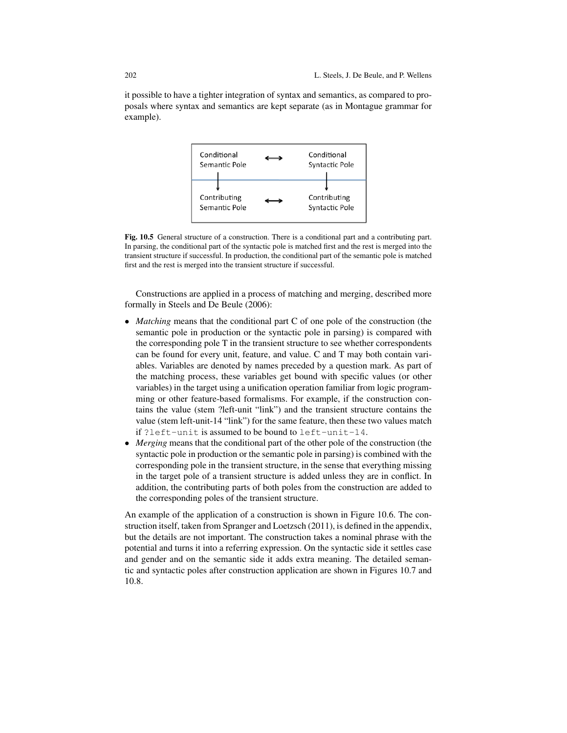it possible to have a tighter integration of syntax and semantics, as compared to proposals where syntax and semantics are kept separate (as in Montague grammar for example).

Conditional Semantic Pole ⟷ Conditional Syntactic Pole

Contributing Semantic Pole ⟷ Contributing Syntactic Pole

**Fig. 10.5** General structure of a construction. There is a conditional part and a contributing part. In parsing, the conditional part of the syntactic pole is matched first and the rest is merged into the transient structure if successful. In production, the conditional part of the semantic pole is matched first and the rest is merged into the transient structure if successful.

Constructions are applied in a process of matching and merging, described more formally in Steels and De Beule (2006):

- *Matching* means that the conditional part C of one pole of the construction (the semantic pole in production or the syntactic pole in parsing) is compared with the corresponding pole T in the transient structure to see whether correspondents can be found for every unit, feature, and value. C and T may both contain variables. Variables are denoted by names preceded by a question mark. As part of the matching process, these variables get bound with specific values (or other variables) in the target using a unification operation familiar from logic programming or other feature-based formalisms. For example, if the construction contains the value (stem ?left-unit "link") and the transient structure contains the value (stem left-unit-14 "link") for the same feature, then these two values match if `?left-unit` is assumed to be bound to `left-unit-14`.
- *Merging* means that the conditional part of the other pole of the construction (the syntactic pole in production or the semantic pole in parsing) is combined with the corresponding pole in the transient structure, in the sense that everything missing in the target pole of a transient structure is added unless they are in conflict. In addition, the contributing parts of both poles from the construction are added to the corresponding poles of the transient structure.

An example of the application of a construction is shown in Figure 10.6. The construction itself, taken from Spranger and Loetzsch (2011), is defined in the appendix, but the details are not important. The construction takes a nominal phrase with the potential and turns it into a referring expression. On the syntactic side it settles case and gender and on the semantic side it adds extra meaning. The detailed semantic and syntactic poles after construction application are shown in Figures 10.7 and 10.8.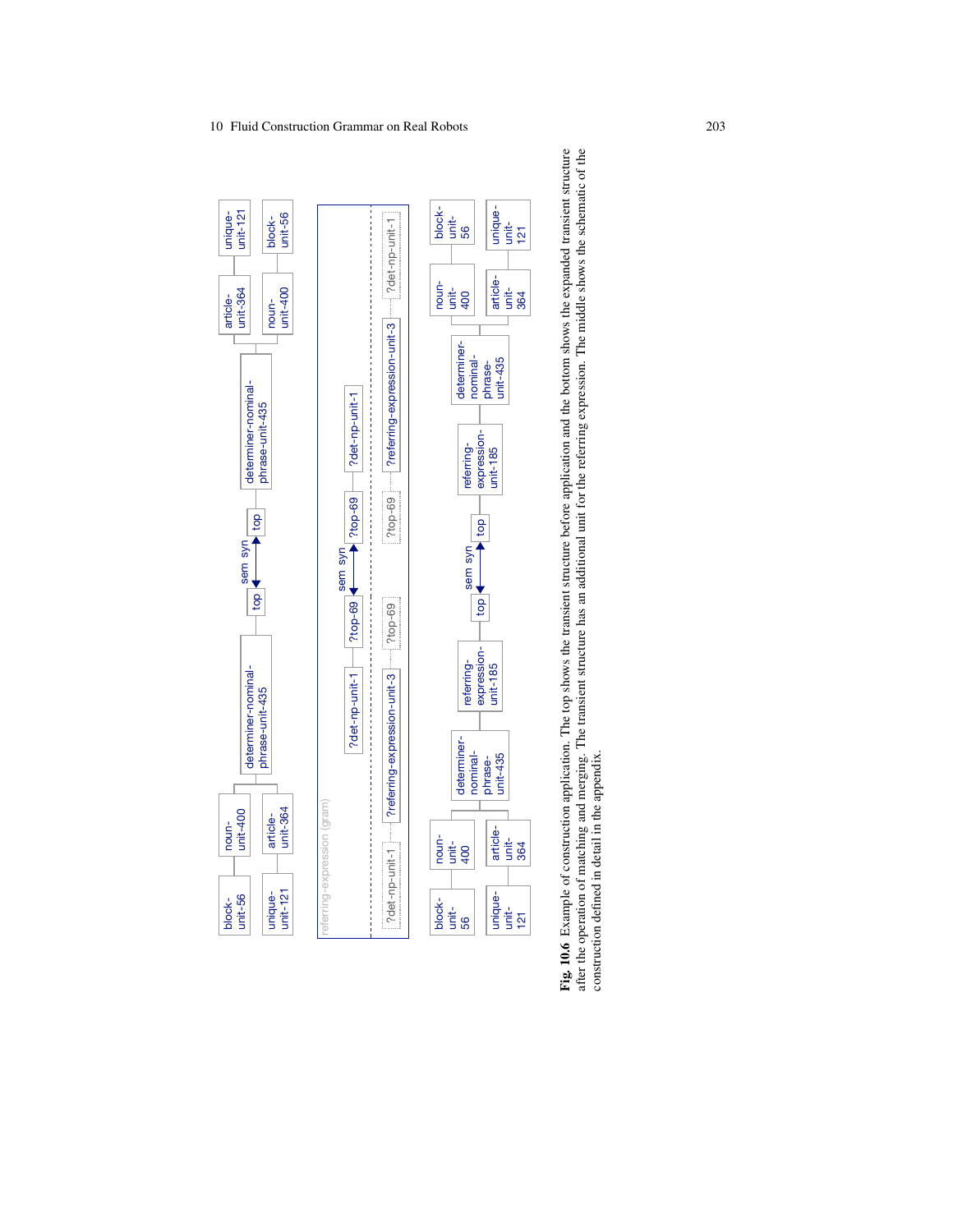**Fig. 10.6** Example of construction application. The top shows the transient structure before application and the bottom shows the expanded transient structure after the operation of matching and merging. The transient structure has an additional unit for the referring expression. The middle shows the schematic of the construction defined in detail in the appendix.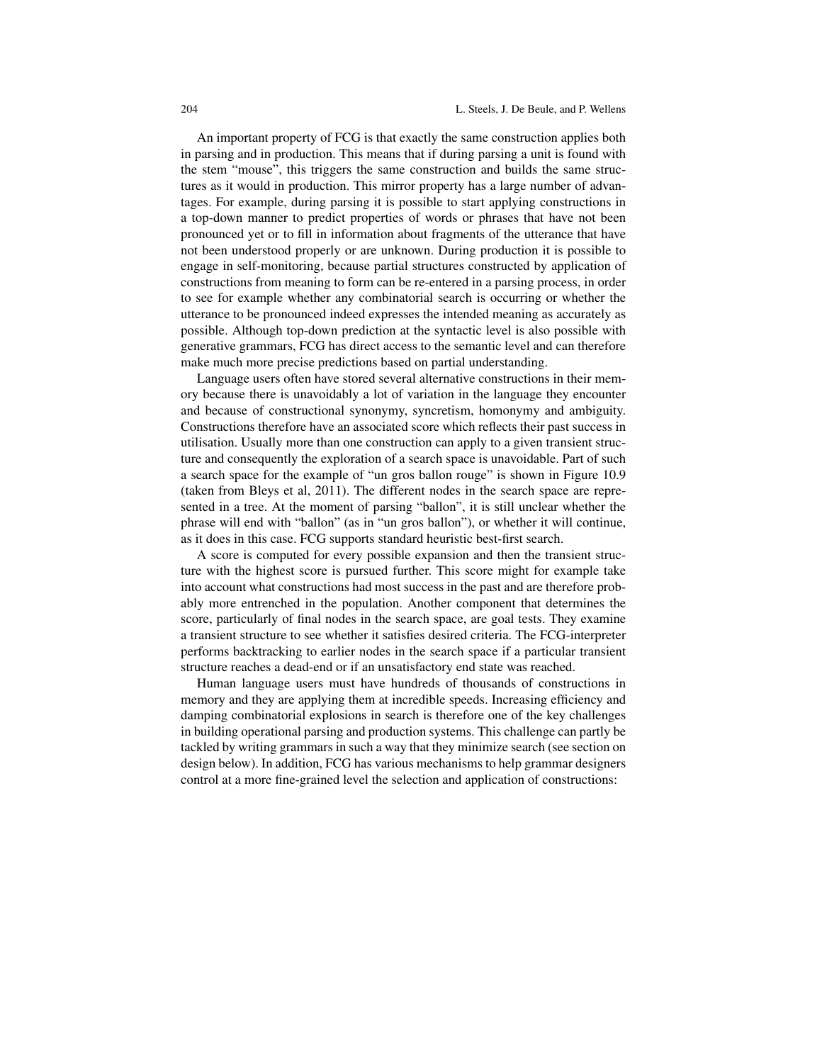An important property of FCG is that exactly the same construction applies both in parsing and in production. This means that if during parsing a unit is found with the stem "mouse", this triggers the same construction and builds the same structures as it would in production. This mirror property has a large number of advantages. For example, during parsing it is possible to start applying constructions in a top-down manner to predict properties of words or phrases that have not been pronounced yet or to fill in information about fragments of the utterance that have not been understood properly or are unknown. During production it is possible to engage in self-monitoring, because partial structures constructed by application of constructions from meaning to form can be re-entered in a parsing process, in order to see for example whether any combinatorial search is occurring or whether the utterance to be pronounced indeed expresses the intended meaning as accurately as possible. Although top-down prediction at the syntactic level is also possible with generative grammars, FCG has direct access to the semantic level and can therefore make much more precise predictions based on partial understanding.

Language users often have stored several alternative constructions in their memory because there is unavoidably a lot of variation in the language they encounter and because of constructional synonymy, syncretism, homonymy and ambiguity. Constructions therefore have an associated score which reflects their past success in utilisation. Usually more than one construction can apply to a given transient structure and consequently the exploration of a search space is unavoidable. Part of such a search space for the example of "un gros ballon rouge" is shown in Figure 10.9 (taken from Bleys et al, 2011). The different nodes in the search space are represented in a tree. At the moment of parsing "ballon", it is still unclear whether the phrase will end with "ballon" (as in "un gros ballon"), or whether it will continue, as it does in this case. FCG supports standard heuristic best-first search.

A score is computed for every possible expansion and then the transient structure with the highest score is pursued further. This score might for example take into account what constructions had most success in the past and are therefore probably more entrenched in the population. Another component that determines the score, particularly of final nodes in the search space, are goal tests. They examine a transient structure to see whether it satisfies desired criteria. The FCG-interpreter performs backtracking to earlier nodes in the search space if a particular transient structure reaches a dead-end or if an unsatisfactory end state was reached.

Human language users must have hundreds of thousands of constructions in memory and they are applying them at incredible speeds. Increasing efficiency and damping combinatorial explosions in search is therefore one of the key challenges in building operational parsing and production systems. This challenge can partly be tackled by writing grammars in such a way that they minimize search (see section on design below). In addition, FCG has various mechanisms to help grammar designers control at a more fine-grained level the selection and application of constructions: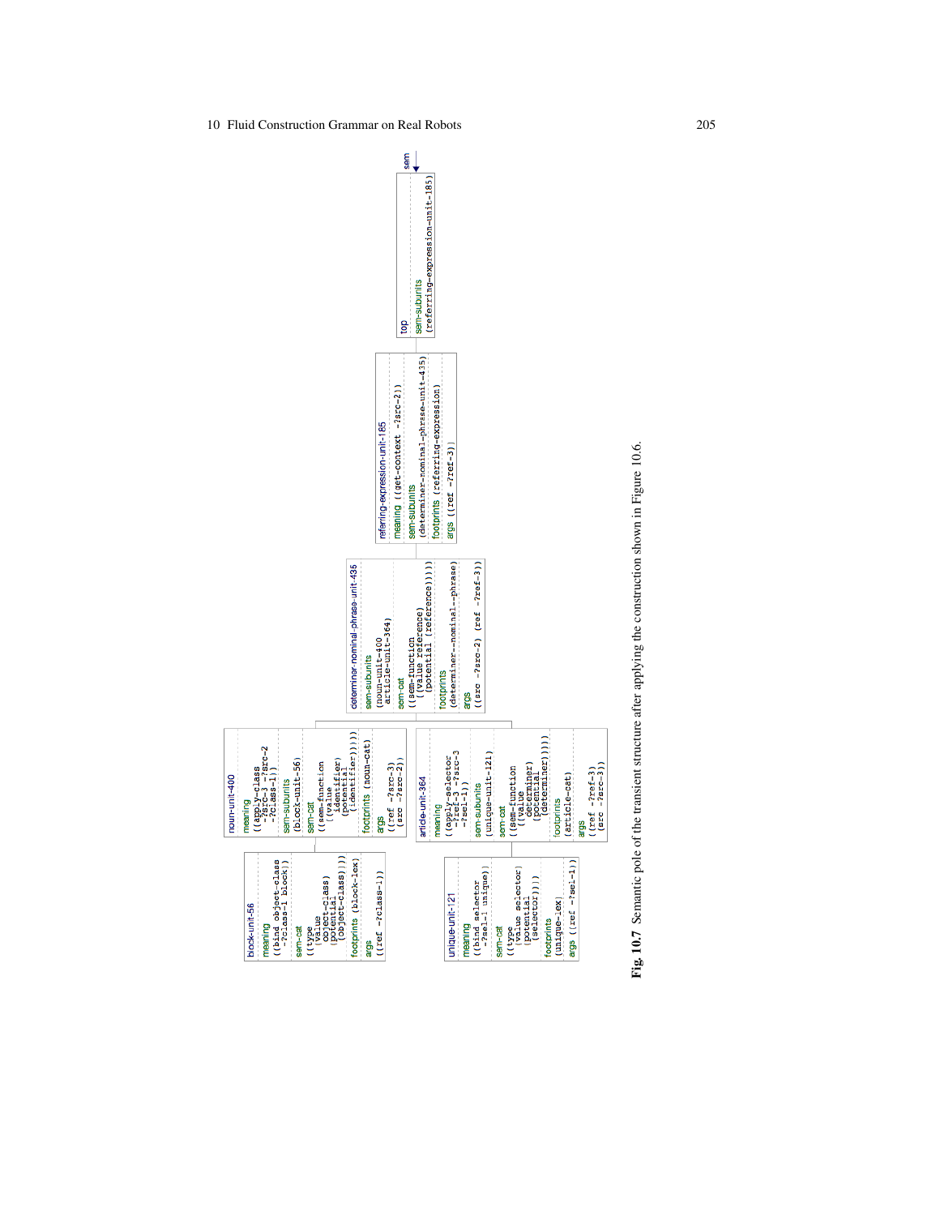```
top
sem-subunits (referring-expression-unit-185)

referring-expression-unit-185
meaning ((get-context ?src-2))
sem-subunits (determiner-nominal-phrase-unit-435)
footprints (referring-expression)
args ((ref ?ref-3))

determiner-nominal-phrase-unit-435
sem-subunits (noun-unit-400 article-unit-364)
sem-cat ((sem-function ((value reference) (potential (reference)))))
footprints (determiner-nominal-phrase)
args ((src ?src-2) (ref ?ref-3))

noun-unit-400
meaning ((apply-class ?src-3 ?src-2 ?class-1))
sem-subunits (block-unit-56)
sem-cat ((sem-function ((value identifier) (potential (identifier)))))
footprints (noun-cat)
args ((ref ?src-3) (src ?src-2))

article-unit-364
meaning ((apply-selector ?ref-3 ?src-3 ?sel-1))
sem-subunits (unique-unit-121)
sem-cat ((sem-function ((value determiner) (potential (determiner)))))
footprints (article-cat)
args ((ref ?ref-3) (src ?src-3))

block-unit-56
meaning ((bind object-class ?class-1 block))
sem-cat ((type ((value object-class) (potential (object-class)))))
footprints (block-lex)
args ((ref ?class-1))

unique-unit-121
meaning ((bind selector ?sel-1 unique))
sem-cat ((type ((value selector) (potential (selector)))))
footprints (unique-lex)
args ((ref ?sel-1))
```

**Fig. 10.7** Semantic pole of the transient structure after applying the construction shown in Figure 10.6.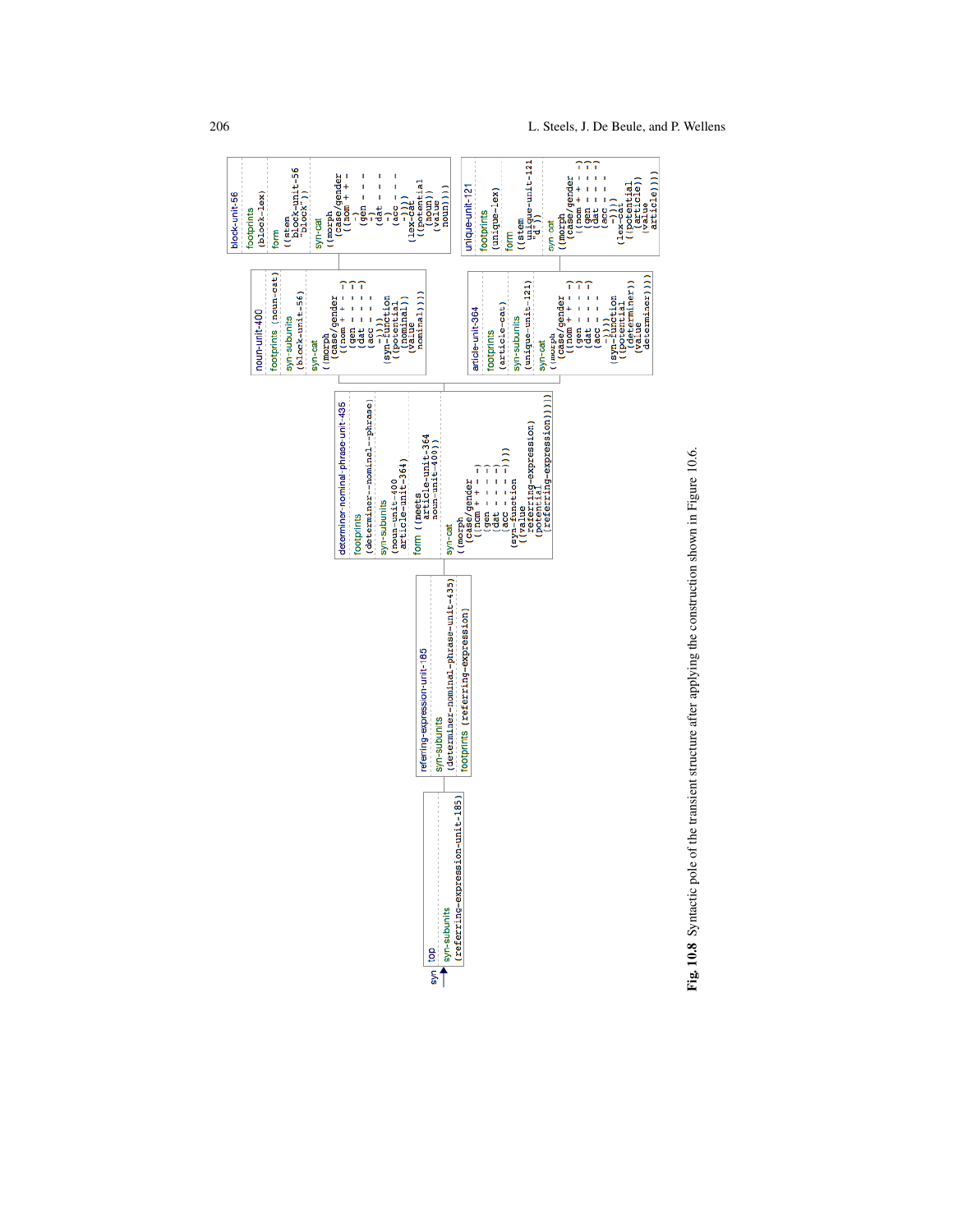```
syn
top
  syn-subunits (referring-expression-unit-185)

referring-expression-unit-185
  syn-subunits (determiner-nominal-phrase-unit-435)
  footprints (referring-expression)

determiner-nominal-phrase-unit-435
  footprints (determiner-nominal-phrase)
  syn-subunits (noun-unit-400 article-unit-364)
  form ((meets article-unit-364 noun-unit-400))
  syn-cat ((morph
             (case/gender
               ((nom + + - -)
                (gen - - - -)
                (dat - - - -)
                (acc - - - -))))
           (syn-function
             ((value referring-expression)
              (potential (referring-expression)))))

noun-unit-400
  footprints (noun-cat)
  syn-subunits (block-unit-56)
  syn-cat ((morph
             (case/gender
               ((nom + + - -)
                (gen - - - -)
                (dat - - - -)
                (acc - - - -))))
           (syn-function
             ((potential (nominal))
              (value nominal))))

block-unit-56
  footprints (block-lex)
  form ((stem block-unit-56 "block"))
  syn-cat ((morph
             (case/gender
               ((nom + + - -)
                (gen - - - -)
                (dat - - - -)
                (acc - - - -))))
           (lex-cat
             ((potential (noun))
              (value noun))))

article-unit-364
  footprints (article-cat)
  syn-subunits (unique-unit-121)
  syn-cat ((morph
             (case/gender
               ((nom + + - -)
                (gen - - - -)
                (dat - - - -)
                (acc - - - -))))
           (syn-function
             ((potential (determiner))
              (value determiner))))

unique-unit-121
  footprints (unique-lex)
  form ((stem unique-unit-121 "d"))
  syn-cat ((morph
             (case/gender
               ((nom + + - -)
                (gen - - - -)
                (dat - - - -)
                (acc - - - -))))
           (lex-cat
             ((potential (article))
              (value article))))
```

**Fig. 10.8** Syntactic pole of the transient structure after applying the construction shown in Figure 10.6.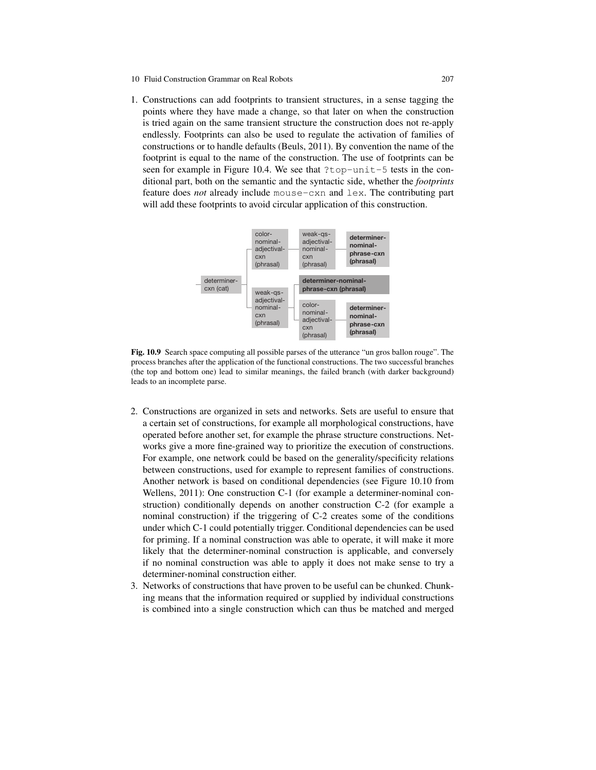1. Constructions can add footprints to transient structures, in a sense tagging the points where they have made a change, so that later on when the construction is tried again on the same transient structure the construction does not re-apply endlessly. Footprints can also be used to regulate the activation of families of constructions or to handle defaults (Beuls, 2011). By convention the name of the footprint is equal to the name of the construction. The use of footprints can be seen for example in Figure 10.4. We see that `?top-unit-5` tests in the conditional part, both on the semantic and the syntactic side, whether the *footprints* feature does *not* already include `mouse-cxn` and `lex`. The contributing part will add these footprints to avoid circular application of this construction.

**Fig. 10.9** Search space computing all possible parses of the utterance "un gros ballon rouge". The process branches after the application of the functional constructions. The two successful branches (the top and bottom one) lead to similar meanings, the failed branch (with darker background) leads to an incomplete parse.

2. Constructions are organized in sets and networks. Sets are useful to ensure that a certain set of constructions, for example all morphological constructions, have operated before another set, for example the phrase structure constructions. Networks give a more fine-grained way to prioritize the execution of constructions. For example, one network could be based on the generality/specificity relations between constructions, used for example to represent families of constructions. Another network is based on conditional dependencies (see Figure 10.10 from Wellens, 2011): One construction C-1 (for example a determiner-nominal construction) conditionally depends on another construction C-2 (for example a nominal construction) if the triggering of C-2 creates some of the conditions under which C-1 could potentially trigger. Conditional dependencies can be used for priming. If a nominal construction was able to operate, it will make it more likely that the determiner-nominal construction is applicable, and conversely if no nominal construction was able to apply it does not make sense to try a determiner-nominal construction either.
3. Networks of constructions that have proven to be useful can be chunked. Chunking means that the information required or supplied by individual constructions is combined into a single construction which can thus be matched and merged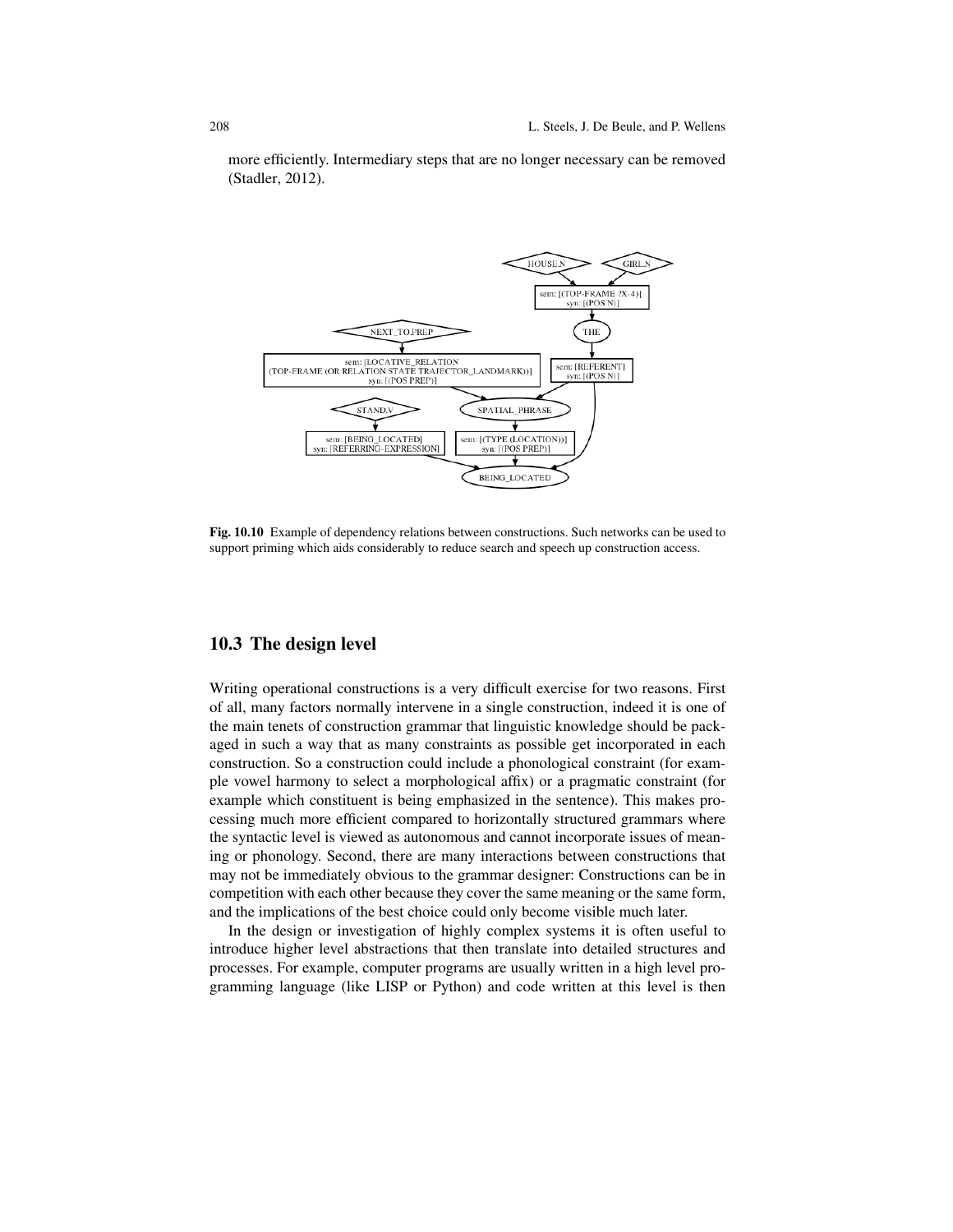more efficiently. Intermediary steps that are no longer necessary can be removed (Stadler, 2012).

**Fig. 10.10** Example of dependency relations between constructions. Such networks can be used to support priming which aids considerably to reduce search and speech up construction access.

## 10.3 The design level

Writing operational constructions is a very difficult exercise for two reasons. First of all, many factors normally intervene in a single construction, indeed it is one of the main tenets of construction grammar that linguistic knowledge should be packaged in such a way that as many constraints as possible get incorporated in each construction. So a construction could include a phonological constraint (for example vowel harmony to select a morphological affix) or a pragmatic constraint (for example which constituent is being emphasized in the sentence). This makes processing much more efficient compared to horizontally structured grammars where the syntactic level is viewed as autonomous and cannot incorporate issues of meaning or phonology. Second, there are many interactions between constructions that may not be immediately obvious to the grammar designer: Constructions can be in competition with each other because they cover the same meaning or the same form, and the implications of the best choice could only become visible much later.

In the design or investigation of highly complex systems it is often useful to introduce higher level abstractions that then translate into detailed structures and processes. For example, computer programs are usually written in a high level programming language (like LISP or Python) and code written at this level is then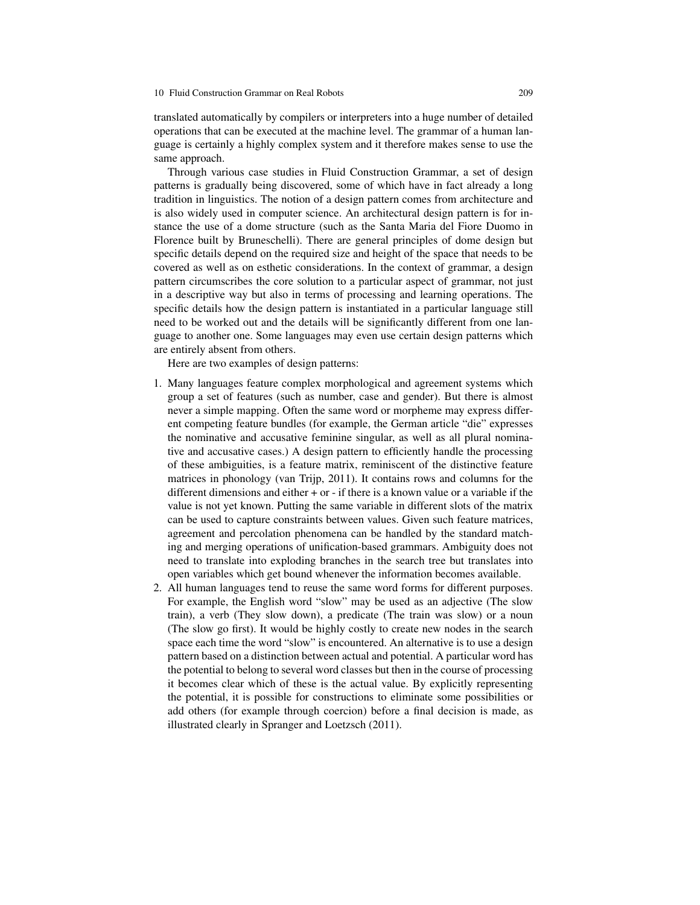translated automatically by compilers or interpreters into a huge number of detailed operations that can be executed at the machine level. The grammar of a human language is certainly a highly complex system and it therefore makes sense to use the same approach.

Through various case studies in Fluid Construction Grammar, a set of design patterns is gradually being discovered, some of which have in fact already a long tradition in linguistics. The notion of a design pattern comes from architecture and is also widely used in computer science. An architectural design pattern is for instance the use of a dome structure (such as the Santa Maria del Fiore Duomo in Florence built by Bruneschelli). There are general principles of dome design but specific details depend on the required size and height of the space that needs to be covered as well as on esthetic considerations. In the context of grammar, a design pattern circumscribes the core solution to a particular aspect of grammar, not just in a descriptive way but also in terms of processing and learning operations. The specific details how the design pattern is instantiated in a particular language still need to be worked out and the details will be significantly different from one language to another one. Some languages may even use certain design patterns which are entirely absent from others.

Here are two examples of design patterns:

1. Many languages feature complex morphological and agreement systems which group a set of features (such as number, case and gender). But there is almost never a simple mapping. Often the same word or morpheme may express different competing feature bundles (for example, the German article "die" expresses the nominative and accusative feminine singular, as well as all plural nominative and accusative cases.) A design pattern to efficiently handle the processing of these ambiguities, is a feature matrix, reminiscent of the distinctive feature matrices in phonology (van Trijp, 2011). It contains rows and columns for the different dimensions and either + or - if there is a known value or a variable if the value is not yet known. Putting the same variable in different slots of the matrix can be used to capture constraints between values. Given such feature matrices, agreement and percolation phenomena can be handled by the standard matching and merging operations of unification-based grammars. Ambiguity does not need to translate into exploding branches in the search tree but translates into open variables which get bound whenever the information becomes available.
2. All human languages tend to reuse the same word forms for different purposes. For example, the English word "slow" may be used as an adjective (The slow train), a verb (They slow down), a predicate (The train was slow) or a noun (The slow go first). It would be highly costly to create new nodes in the search space each time the word "slow" is encountered. An alternative is to use a design pattern based on a distinction between actual and potential. A particular word has the potential to belong to several word classes but then in the course of processing it becomes clear which of these is the actual value. By explicitly representing the potential, it is possible for constructions to eliminate some possibilities or add others (for example through coercion) before a final decision is made, as illustrated clearly in Spranger and Loetzsch (2011).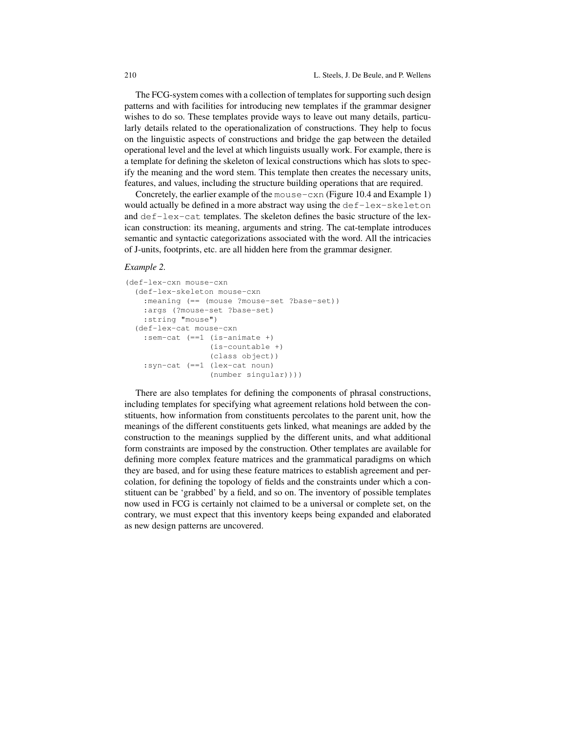The FCG-system comes with a collection of templates for supporting such design patterns and with facilities for introducing new templates if the grammar designer wishes to do so. These templates provide ways to leave out many details, particularly details related to the operationalization of constructions. They help to focus on the linguistic aspects of constructions and bridge the gap between the detailed operational level and the level at which linguists usually work. For example, there is a template for defining the skeleton of lexical constructions which has slots to specify the meaning and the word stem. This template then creates the necessary units, features, and values, including the structure building operations that are required.

Concretely, the earlier example of the `mouse-cxn` (Figure 10.4 and Example 1) would actually be defined in a more abstract way using the `def-lex-skeleton` and `def-lex-cat` templates. The skeleton defines the basic structure of the lexican construction: its meaning, arguments and string. The cat-template introduces semantic and syntactic categorizations associated with the word. All the intricacies of J-units, footprints, etc. are all hidden here from the grammar designer.

*Example 2.*

```
(def-lex-cxn mouse-cxn
  (def-lex-skeleton mouse-cxn
    :meaning (== (mouse ?mouse-set ?base-set))
    :args (?mouse-set ?base-set)
    :string "mouse")
  (def-lex-cat mouse-cxn
    :sem-cat (==1 (is-animate +)
                  (is-countable +)
                  (class object))
    :syn-cat (==1 (lex-cat noun)
                  (number singular))))
```

There are also templates for defining the components of phrasal constructions, including templates for specifying what agreement relations hold between the constituents, how information from constituents percolates to the parent unit, how the meanings of the different constituents gets linked, what meanings are added by the construction to the meanings supplied by the different units, and what additional form constraints are imposed by the construction. Other templates are available for defining more complex feature matrices and the grammatical paradigms on which they are based, and for using these feature matrices to establish agreement and percolation, for defining the topology of fields and the constraints under which a constituent can be 'grabbed' by a field, and so on. The inventory of possible templates now used in FCG is certainly not claimed to be a universal or complete set, on the contrary, we must expect that this inventory keeps being expanded and elaborated as new design patterns are uncovered.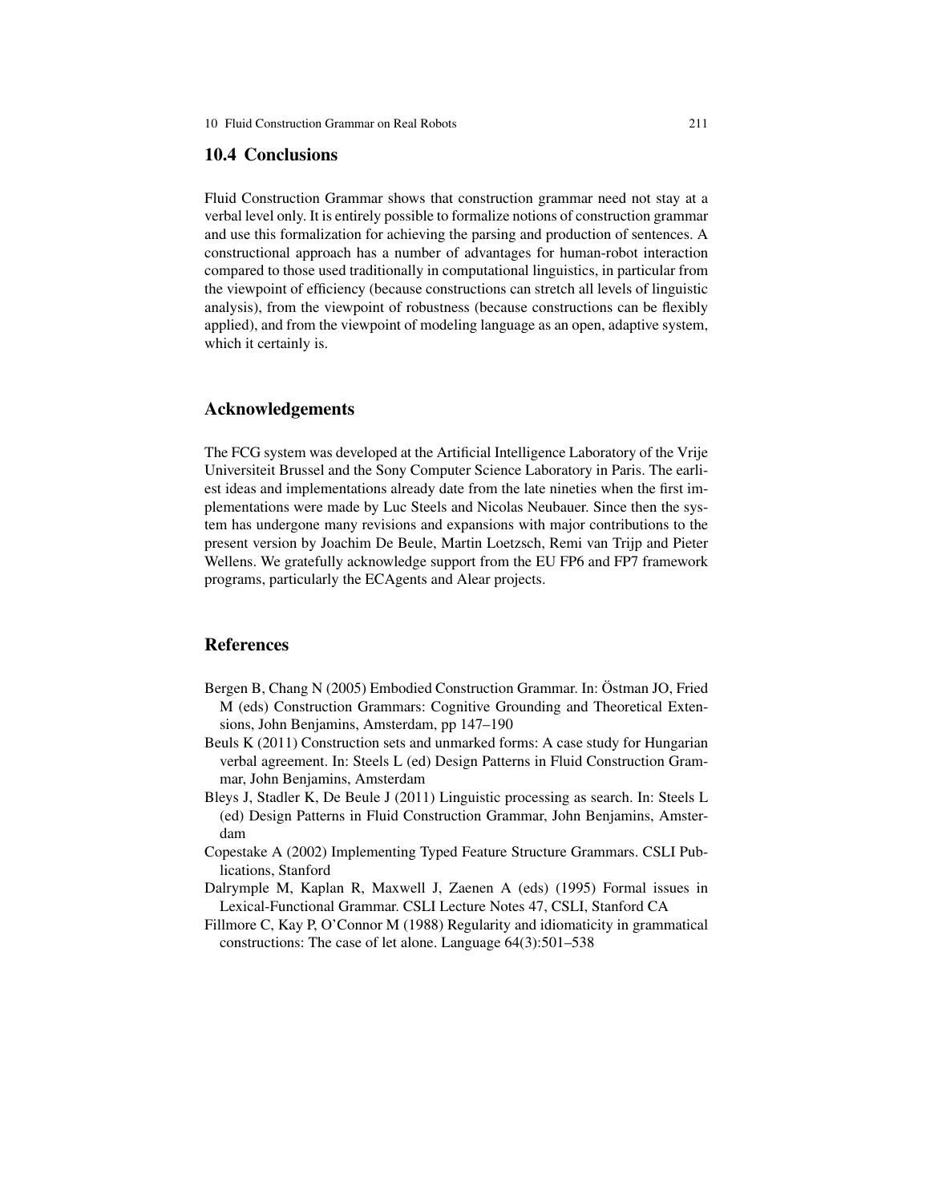## 10.4 Conclusions

Fluid Construction Grammar shows that construction grammar need not stay at a verbal level only. It is entirely possible to formalize notions of construction grammar and use this formalization for achieving the parsing and production of sentences. A constructional approach has a number of advantages for human-robot interaction compared to those used traditionally in computational linguistics, in particular from the viewpoint of efficiency (because constructions can stretch all levels of linguistic analysis), from the viewpoint of robustness (because constructions can be flexibly applied), and from the viewpoint of modeling language as an open, adaptive system, which it certainly is.

## Acknowledgements

The FCG system was developed at the Artificial Intelligence Laboratory of the Vrije Universiteit Brussel and the Sony Computer Science Laboratory in Paris. The earliest ideas and implementations already date from the late nineties when the first implementations were made by Luc Steels and Nicolas Neubauer. Since then the system has undergone many revisions and expansions with major contributions to the present version by Joachim De Beule, Martin Loetzsch, Remi van Trijp and Pieter Wellens. We gratefully acknowledge support from the EU FP6 and FP7 framework programs, particularly the ECAgents and Alear projects.

## References

- Bergen B, Chang N (2005) Embodied Construction Grammar. In: Östman JO, Fried M (eds) Construction Grammars: Cognitive Grounding and Theoretical Extensions, John Benjamins, Amsterdam, pp 147–190
- Beuls K (2011) Construction sets and unmarked forms: A case study for Hungarian verbal agreement. In: Steels L (ed) Design Patterns in Fluid Construction Grammar, John Benjamins, Amsterdam
- Bleys J, Stadler K, De Beule J (2011) Linguistic processing as search. In: Steels L (ed) Design Patterns in Fluid Construction Grammar, John Benjamins, Amsterdam
- Copestake A (2002) Implementing Typed Feature Structure Grammars. CSLI Publications, Stanford
- Dalrymple M, Kaplan R, Maxwell J, Zaenen A (eds) (1995) Formal issues in Lexical-Functional Grammar. CSLI Lecture Notes 47, CSLI, Stanford CA
- Fillmore C, Kay P, O'Connor M (1988) Regularity and idiomaticity in grammatical constructions: The case of let alone. Language 64(3):501–538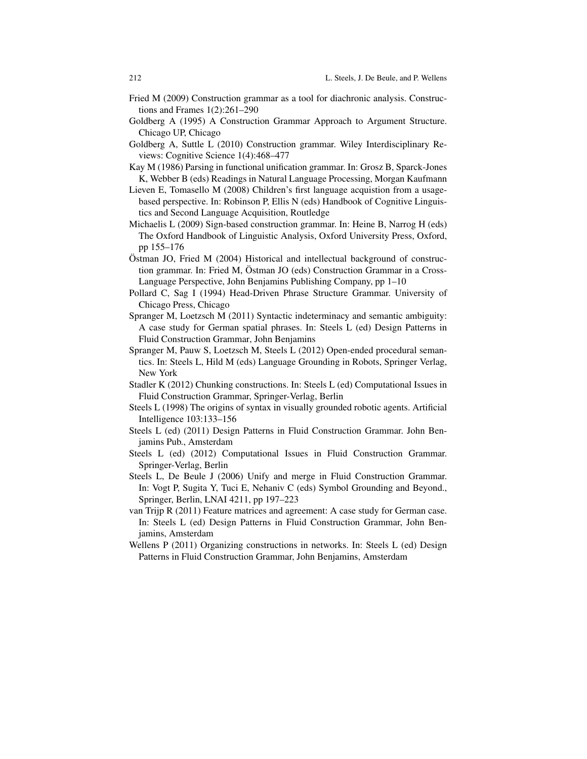Fried M (2009) Construction grammar as a tool for diachronic analysis. Constructions and Frames 1(2):261–290

Goldberg A (1995) A Construction Grammar Approach to Argument Structure. Chicago UP, Chicago

Goldberg A, Suttle L (2010) Construction grammar. Wiley Interdisciplinary Reviews: Cognitive Science 1(4):468–477

Kay M (1986) Parsing in functional unification grammar. In: Grosz B, Sparck-Jones K, Webber B (eds) Readings in Natural Language Processing, Morgan Kaufmann

Lieven E, Tomasello M (2008) Children's first language acquistion from a usage-based perspective. In: Robinson P, Ellis N (eds) Handbook of Cognitive Linguistics and Second Language Acquisition, Routledge

Michaelis L (2009) Sign-based construction grammar. In: Heine B, Narrog H (eds) The Oxford Handbook of Linguistic Analysis, Oxford University Press, Oxford, pp 155–176

Östman JO, Fried M (2004) Historical and intellectual background of construction grammar. In: Fried M, Östman JO (eds) Construction Grammar in a Cross-Language Perspective, John Benjamins Publishing Company, pp 1–10

Pollard C, Sag I (1994) Head-Driven Phrase Structure Grammar. University of Chicago Press, Chicago

Spranger M, Loetzsch M (2011) Syntactic indeterminacy and semantic ambiguity: A case study for German spatial phrases. In: Steels L (ed) Design Patterns in Fluid Construction Grammar, John Benjamins

Spranger M, Pauw S, Loetzsch M, Steels L (2012) Open-ended procedural semantics. In: Steels L, Hild M (eds) Language Grounding in Robots, Springer Verlag, New York

Stadler K (2012) Chunking constructions. In: Steels L (ed) Computational Issues in Fluid Construction Grammar, Springer-Verlag, Berlin

Steels L (1998) The origins of syntax in visually grounded robotic agents. Artificial Intelligence 103:133–156

Steels L (ed) (2011) Design Patterns in Fluid Construction Grammar. John Benjamins Pub., Amsterdam

Steels L (ed) (2012) Computational Issues in Fluid Construction Grammar. Springer-Verlag, Berlin

Steels L, De Beule J (2006) Unify and merge in Fluid Construction Grammar. In: Vogt P, Sugita Y, Tuci E, Nehaniv C (eds) Symbol Grounding and Beyond., Springer, Berlin, LNAI 4211, pp 197–223

van Trijp R (2011) Feature matrices and agreement: A case study for German case. In: Steels L (ed) Design Patterns in Fluid Construction Grammar, John Benjamins, Amsterdam

Wellens P (2011) Organizing constructions in networks. In: Steels L (ed) Design Patterns in Fluid Construction Grammar, John Benjamins, Amsterdam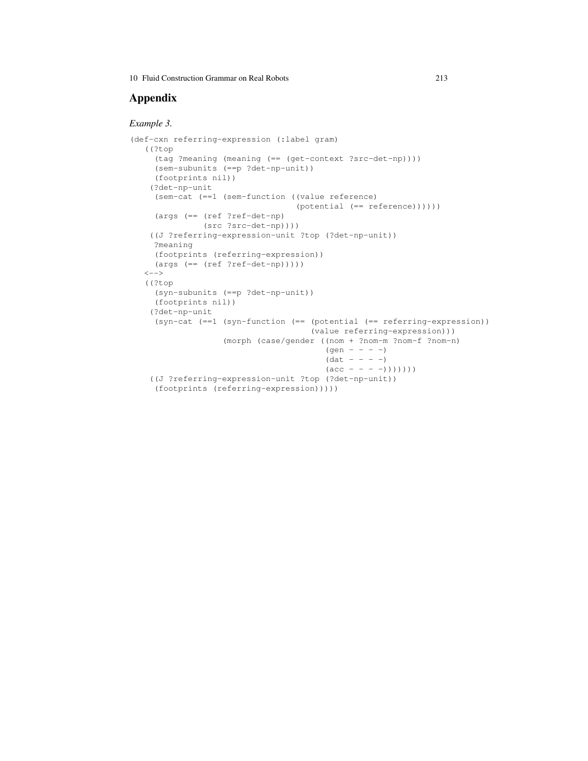## Appendix

*Example 3.*

```
(def-cxn referring-expression (:label gram)
   ((?top
     (tag ?meaning (meaning (== (get-context ?src-det-np))))
     (sem-subunits (==p ?det-np-unit))
     (footprints nil))
    (?det-np-unit
     (sem-cat (==1 (sem-function ((value reference)
                                  (potential (== reference))))))
     (args (== (ref ?ref-det-np)
               (src ?src-det-np))))
    ((J ?referring-expression-unit ?top (?det-np-unit))
     ?meaning
     (footprints (referring-expression))
     (args (== (ref ?ref-det-np)))))
   <-->
   ((?top
     (syn-subunits (==p ?det-np-unit))
     (footprints nil))
    (?det-np-unit
     (syn-cat (==1 (syn-function (== (potential (== referring-expression))
                                     (value referring-expression)))
                   (morph (case/gender ((nom + ?nom-m ?nom-f ?nom-n)
                                        (gen - - - -)
                                        (dat - - - -)
                                        (acc - - - -)))))))
    ((J ?referring-expression-unit ?top (?det-np-unit))
     (footprints (referring-expression)))))
```